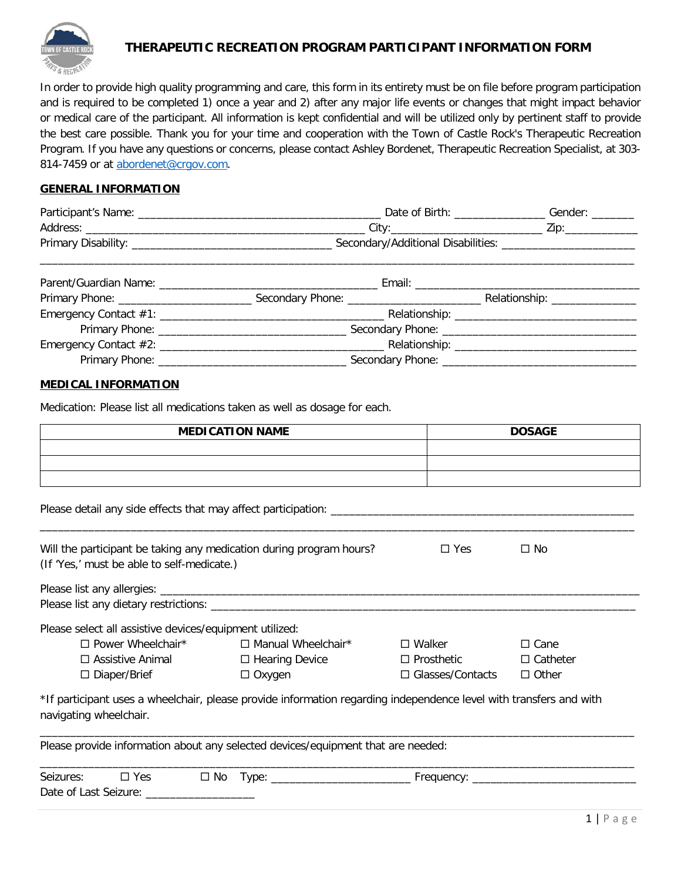# THERAPEUTIC RECREATION PROGRAM PARTICIPANT INFORMATION FORM

In order to provide high quality programming and care, this form in its entirety must be on file before program participation and is required to be completed 1) once a year and 2) after any major life events or changes that might impact behavior or medical care of the participant. All information is kept confidential and will be utilized only by pertinent staff to provide the best care possible. Thank you for your time and cooperation with the Town of Castle Rock's Therapeutic Recreation Program. If you have any questions or concerns, please contact Ashley Bordenet, Therapeutic Recreation Specialist, at 303-814-7459 or at abordenet@crgov.com.

## GENERAL INFORMATION

Participant's Name: ________________________________________ Date of Birth: _______________ Gender: _______

Address: ____________________________________________ City:________________________ Zip:____________

Primary Disability: ________________________________ Secondary/Additional Disabilities: ______________________

____________________________________________________________________________________________

Parent/Guardian Name: ___________________________________ Email: ____________________________________

Primary Phone: ______________________ Secondary Phone: ______________________ Relationship: ______________

Emergency Contact #1: ____________________________________ Relationship: ______________________________

Primary Phone: ______________________________ Secondary Phone: _______________________________

Emergency Contact #2: ____________________________________ Relationship: ______________________________

Primary Phone: ______________________________ Secondary Phone: _______________________________

## MEDICAL INFORMATION

Medication: Please list all medications taken as well as dosage for each.

| MEDICATION NAME | DOSAGE |
|---|---|
| | |
| | |
| | |

Please detail any side effects that may affect participation: ________________________________________________

____________________________________________________________________________________________

Will the participant be taking any medication during program hours? ☐ Yes ☐ No
(If 'Yes,' must be able to self-medicate.)

Please list any allergies: _______________________________________________________________________

Please list any dietary restrictions: _______________________________________________________________

Please select all assistive devices/equipment utilized:

- ☐ Power Wheelchair* ☐ Manual Wheelchair* ☐ Walker ☐ Cane
- ☐ Assistive Animal ☐ Hearing Device ☐ Prosthetic ☐ Catheter
- ☐ Diaper/Brief ☐ Oxygen ☐ Glasses/Contacts ☐ Other

*If participant uses a wheelchair, please provide information regarding independence level with transfers and with navigating wheelchair.

____________________________________________________________________________________________

Please provide information about any selected devices/equipment that are needed:

____________________________________________________________________________________________

Seizures: ☐ Yes ☐ No Type: ______________________ Frequency: __________________________

Date of Last Seizure: _________________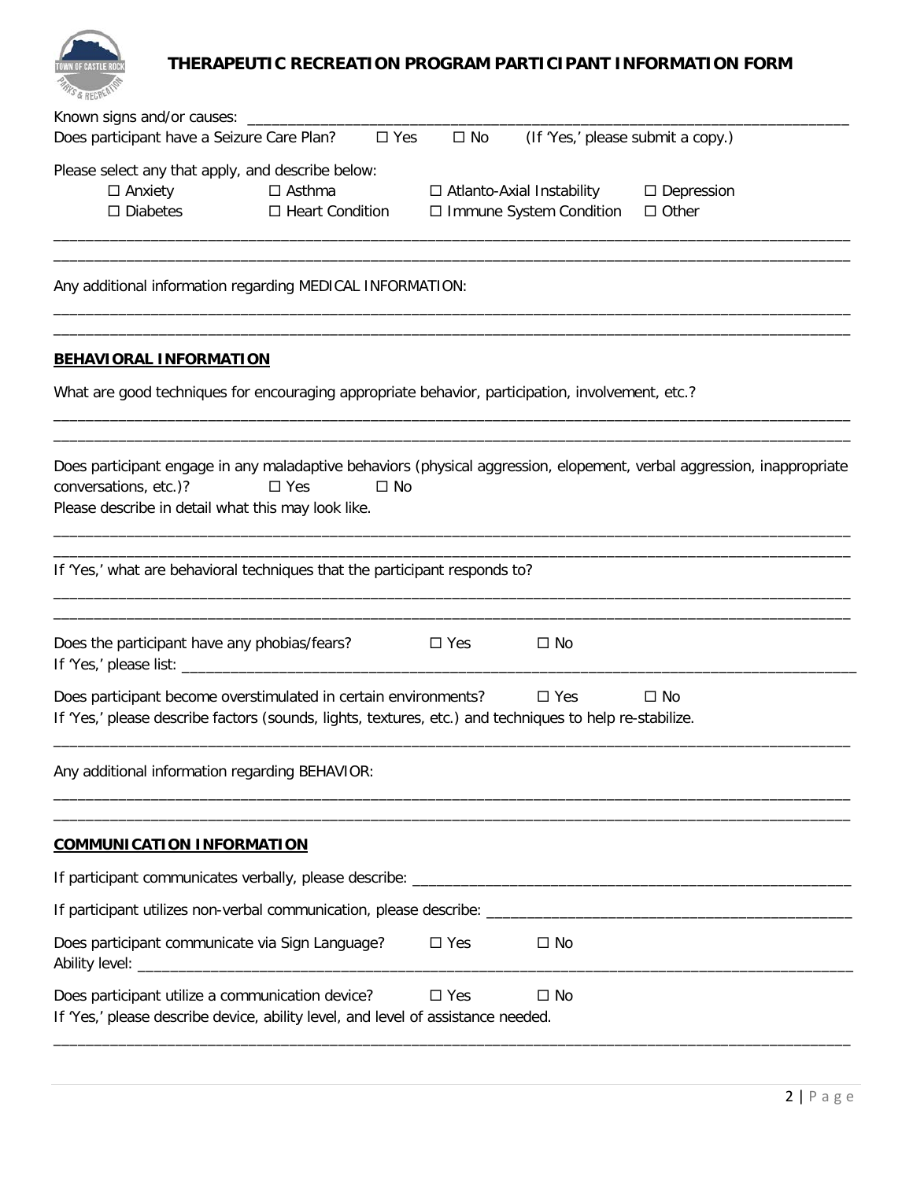# THERAPEUTIC RECREATION PROGRAM PARTICIPANT INFORMATION FORM

Known signs and/or causes: ___________________________________________________________________________

Does participant have a Seizure Care Plan? ☐ Yes ☐ No (If 'Yes,' please submit a copy.)

Please select any that apply, and describe below:

☐ Anxiety ☐ Asthma ☐ Atlanto-Axial Instability ☐ Depression
☐ Diabetes ☐ Heart Condition ☐ Immune System Condition ☐ Other

_____________________________________________________________________________________________

_____________________________________________________________________________________________

Any additional information regarding MEDICAL INFORMATION:

_____________________________________________________________________________________________

_____________________________________________________________________________________________

## BEHAVIORAL INFORMATION

What are good techniques for encouraging appropriate behavior, participation, involvement, etc.?

_____________________________________________________________________________________________

_____________________________________________________________________________________________

Does participant engage in any maladaptive behaviors (physical aggression, elopement, verbal aggression, inappropriate conversations, etc.)? ☐ Yes ☐ No

Please describe in detail what this may look like.

_____________________________________________________________________________________________

_____________________________________________________________________________________________

If 'Yes,' what are behavioral techniques that the participant responds to?

_____________________________________________________________________________________________

_____________________________________________________________________________________________

Does the participant have any phobias/fears? ☐ Yes ☐ No

If 'Yes,' please list: _________________________________________________________________________________

Does participant become overstimulated in certain environments? ☐ Yes ☐ No

If 'Yes,' please describe factors (sounds, lights, textures, etc.) and techniques to help re-stabilize.

_____________________________________________________________________________________________

Any additional information regarding BEHAVIOR:

_____________________________________________________________________________________________

_____________________________________________________________________________________________

## COMMUNICATION INFORMATION

If participant communicates verbally, please describe: _______________________________________________________

If participant utilizes non-verbal communication, please describe: _____________________________________________

Does participant communicate via Sign Language? ☐ Yes ☐ No

Ability level: _____________________________________________________________________________________

Does participant utilize a communication device? ☐ Yes ☐ No

If 'Yes,' please describe device, ability level, and level of assistance needed.

_____________________________________________________________________________________________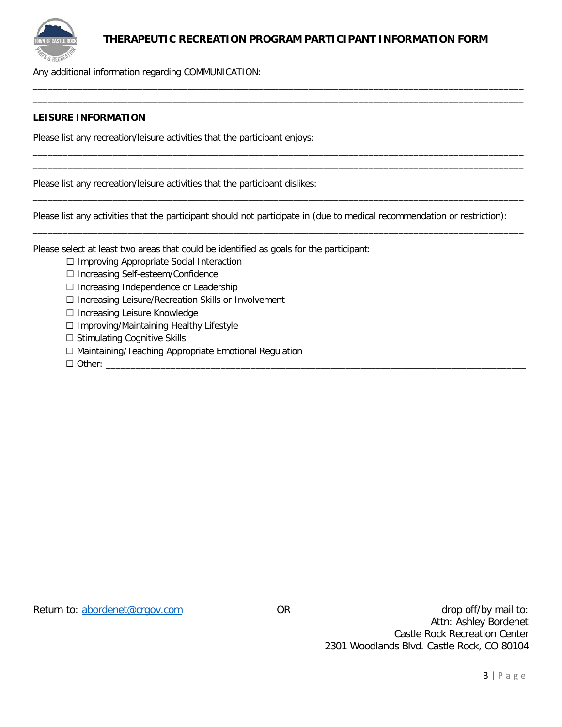Any additional information regarding COMMUNICATION:

____________________________________________________________________________________________________
____________________________________________________________________________________________________

**LEISURE INFORMATION**

Please list any recreation/leisure activities that the participant enjoys:

____________________________________________________________________________________________________
____________________________________________________________________________________________________

Please list any recreation/leisure activities that the participant dislikes:

____________________________________________________________________________________________________

Please list any activities that the participant should not participate in (due to medical recommendation or restriction):

____________________________________________________________________________________________________

Please select at least two areas that could be identified as goals for the participant:

- ☐ Improving Appropriate Social Interaction
- ☐ Increasing Self-esteem/Confidence
- ☐ Increasing Independence or Leadership
- ☐ Increasing Leisure/Recreation Skills or Involvement
- ☐ Increasing Leisure Knowledge
- ☐ Improving/Maintaining Healthy Lifestyle
- ☐ Stimulating Cognitive Skills
- ☐ Maintaining/Teaching Appropriate Emotional Regulation
- ☐ Other: ____________________________________________________________________________

Return to: abordenet@crgov.com OR drop off/by mail to:
Attn: Ashley Bordenet
Castle Rock Recreation Center
2301 Woodlands Blvd. Castle Rock, CO 80104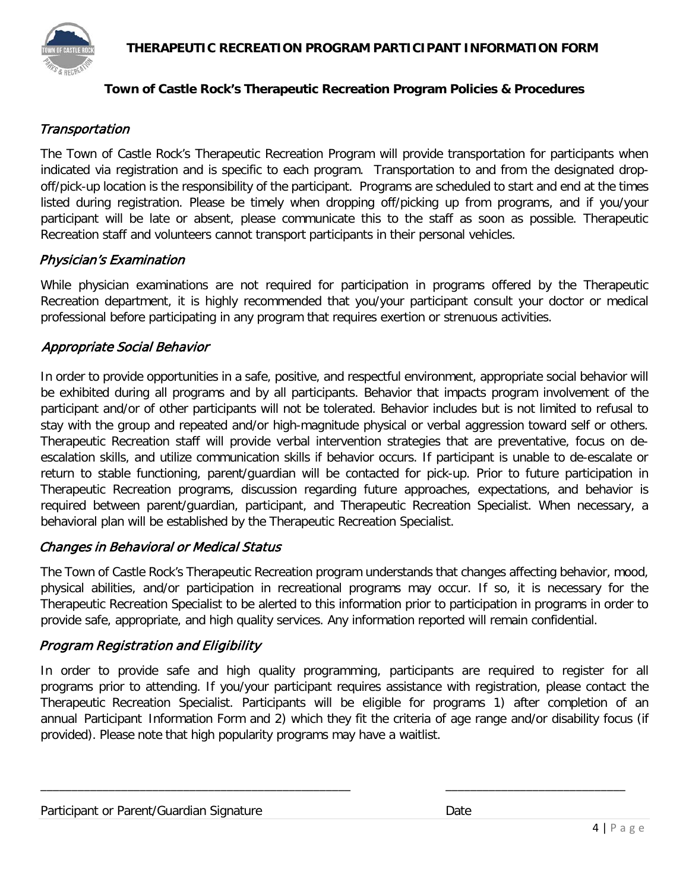**THERAPEUTIC RECREATION PROGRAM PARTICIPANT INFORMATION FORM**

## Town of Castle Rock's Therapeutic Recreation Program Policies & Procedures

### *Transportation*

The Town of Castle Rock's Therapeutic Recreation Program will provide transportation for participants when indicated via registration and is specific to each program. Transportation to and from the designated drop-off/pick-up location is the responsibility of the participant. Programs are scheduled to start and end at the times listed during registration. Please be timely when dropping off/picking up from programs, and if you/your participant will be late or absent, please communicate this to the staff as soon as possible. Therapeutic Recreation staff and volunteers cannot transport participants in their personal vehicles.

### *Physician's Examination*

While physician examinations are not required for participation in programs offered by the Therapeutic Recreation department, it is highly recommended that you/your participant consult your doctor or medical professional before participating in any program that requires exertion or strenuous activities.

### *Appropriate Social Behavior*

In order to provide opportunities in a safe, positive, and respectful environment, appropriate social behavior will be exhibited during all programs and by all participants. Behavior that impacts program involvement of the participant and/or of other participants will not be tolerated. Behavior includes but is not limited to refusal to stay with the group and repeated and/or high-magnitude physical or verbal aggression toward self or others. Therapeutic Recreation staff will provide verbal intervention strategies that are preventative, focus on de-escalation skills, and utilize communication skills if behavior occurs. If participant is unable to de-escalate or return to stable functioning, parent/guardian will be contacted for pick-up. Prior to future participation in Therapeutic Recreation programs, discussion regarding future approaches, expectations, and behavior is required between parent/guardian, participant, and Therapeutic Recreation Specialist. When necessary, a behavioral plan will be established by the Therapeutic Recreation Specialist.

### *Changes in Behavioral or Medical Status*

The Town of Castle Rock's Therapeutic Recreation program understands that changes affecting behavior, mood, physical abilities, and/or participation in recreational programs may occur. If so, it is necessary for the Therapeutic Recreation Specialist to be alerted to this information prior to participation in programs in order to provide safe, appropriate, and high quality services. Any information reported will remain confidential.

### *Program Registration and Eligibility*

In order to provide safe and high quality programming, participants are required to register for all programs prior to attending. If you/your participant requires assistance with registration, please contact the Therapeutic Recreation Specialist. Participants will be eligible for programs 1) after completion of an annual Participant Information Form and 2) which they fit the criteria of age range and/or disability focus (if provided). Please note that high popularity programs may have a waitlist.

_______________________________________________ &nbsp;&nbsp;&nbsp;&nbsp;&nbsp;&nbsp;&nbsp;&nbsp; ___________________________

Participant or Parent/Guardian Signature &nbsp;&nbsp;&nbsp;&nbsp;&nbsp;&nbsp;&nbsp;&nbsp; Date